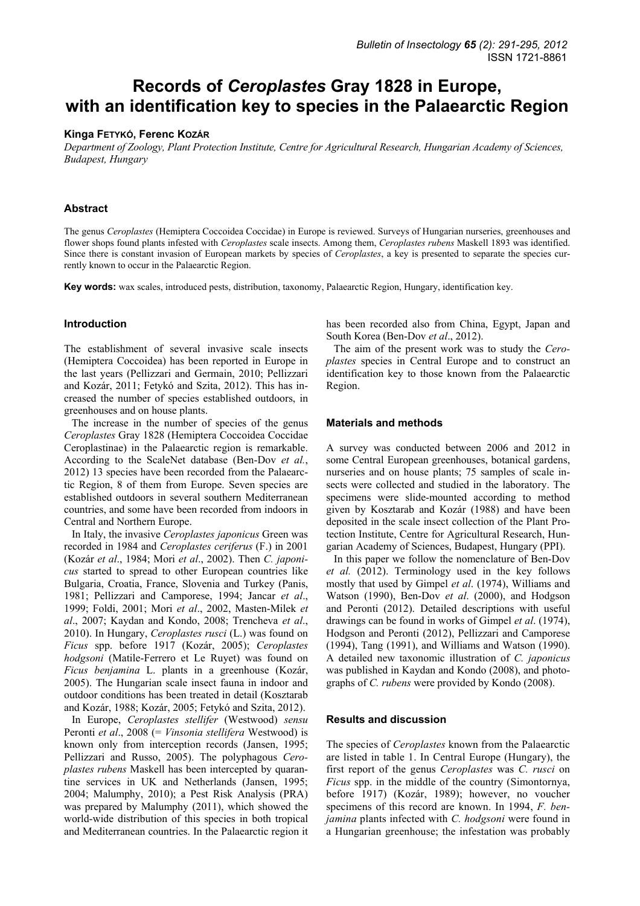# Records of *Ceroplastes* Gray 1828 in Europe, with an identification key to species in the Palaearctic Region

**Kinga Fetykó, Ferenc Kozár**

*Department of Zoology, Plant Protection Institute, Centre for Agricultural Research, Hungarian Academy of Sciences, Budapest, Hungary*

## Abstract

The genus *Ceroplastes* (Hemiptera Coccoidea Coccidae) in Europe is reviewed. Surveys of Hungarian nurseries, greenhouses and flower shops found plants infested with *Ceroplastes* scale insects. Among them, *Ceroplastes rubens* Maskell 1893 was identified. Since there is constant invasion of European markets by species of *Ceroplastes*, a key is presented to separate the species currently known to occur in the Palaearctic Region.

**Key words:** wax scales, introduced pests, distribution, taxonomy, Palaearctic Region, Hungary, identification key.

## Introduction

The establishment of several invasive scale insects (Hemiptera Coccoidea) has been reported in Europe in the last years (Pellizzari and Germain, 2010; Pellizzari and Kozár, 2011; Fetykó and Szita, 2012). This has increased the number of species established outdoors, in greenhouses and on house plants.

The increase in the number of species of the genus *Ceroplastes* Gray 1828 (Hemiptera Coccoidea Coccidae Ceroplastinae) in the Palaearctic region is remarkable. According to the ScaleNet database (Ben-Dov *et al.*, 2012) 13 species have been recorded from the Palaearctic Region, 8 of them from Europe. Seven species are established outdoors in several southern Mediterranean countries, and some have been recorded from indoors in Central and Northern Europe.

In Italy, the invasive *Ceroplastes japonicus* Green was recorded in 1984 and *Ceroplastes ceriferus* (F.) in 2001 (Kozár *et al*., 1984; Mori *et al*., 2002). Then *C. japonicus* started to spread to other European countries like Bulgaria, Croatia, France, Slovenia and Turkey (Panis, 1981; Pellizzari and Camporese, 1994; Jancar *et al*., 1999; Foldi, 2001; Mori *et al*., 2002, Masten-Milek *et al*., 2007; Kaydan and Kondo, 2008; Trencheva *et al*., 2010). In Hungary, *Ceroplastes rusci* (L.) was found on *Ficus* spp. before 1917 (Kozár, 2005); *Ceroplastes hodgsoni* (Matile-Ferrero et Le Ruyet) was found on *Ficus benjamina* L. plants in a greenhouse (Kozár, 2005). The Hungarian scale insect fauna in indoor and outdoor conditions has been treated in detail (Kosztarab and Kozár, 1988; Kozár, 2005; Fetykó and Szita, 2012).

In Europe, *Ceroplastes stellifer* (Westwood) *sensu* Peronti *et al*., 2008 (= *Vinsonia stellifera* Westwood) is known only from interception records (Jansen, 1995; Pellizzari and Russo, 2005). The polyphagous *Ceroplastes rubens* Maskell has been intercepted by quarantine services in UK and Netherlands (Jansen, 1995; 2004; Malumphy, 2010); a Pest Risk Analysis (PRA) was prepared by Malumphy (2011), which showed the world-wide distribution of this species in both tropical and Mediterranean countries. In the Palaearctic region it has been recorded also from China, Egypt, Japan and South Korea (Ben-Dov *et al*., 2012).

The aim of the present work was to study the *Ceroplastes* species in Central Europe and to construct an identification key to those known from the Palaearctic Region.

## Materials and methods

A survey was conducted between 2006 and 2012 in some Central European greenhouses, botanical gardens, nurseries and on house plants; 75 samples of scale insects were collected and studied in the laboratory. The specimens were slide-mounted according to method given by Kosztarab and Kozár (1988) and have been deposited in the scale insect collection of the Plant Protection Institute, Centre for Agricultural Research, Hungarian Academy of Sciences, Budapest, Hungary (PPI).

In this paper we follow the nomenclature of Ben-Dov *et al.* (2012). Terminology used in the key follows mostly that used by Gimpel *et al*. (1974), Williams and Watson (1990), Ben-Dov *et al*. (2000), and Hodgson and Peronti (2012). Detailed descriptions with useful drawings can be found in works of Gimpel *et al*. (1974), Hodgson and Peronti (2012), Pellizzari and Camporese (1994), Tang (1991), and Williams and Watson (1990). A detailed new taxonomic illustration of *C. japonicus* was published in Kaydan and Kondo (2008), and photographs of *C. rubens* were provided by Kondo (2008).

## Results and discussion

The species of *Ceroplastes* known from the Palaearctic are listed in table 1. In Central Europe (Hungary), the first report of the genus *Ceroplastes* was *C. rusci* on *Ficus* spp. in the middle of the country (Simontornya, before 1917) (Kozár, 1989); however, no voucher specimens of this record are known. In 1994, *F. benjamina* plants infected with *C. hodgsoni* were found in a Hungarian greenhouse; the infestation was probably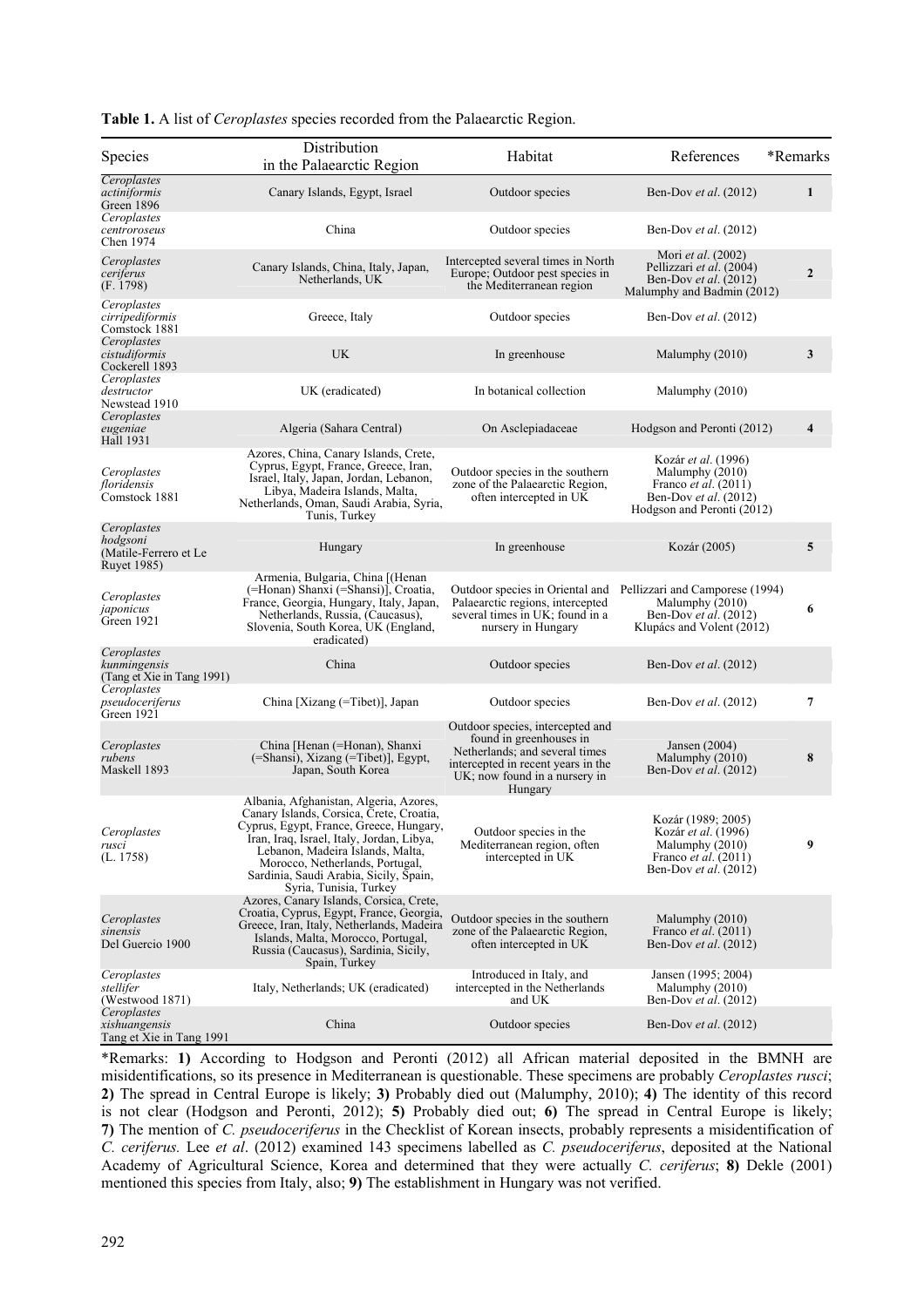**Table 1.** A list of *Ceroplastes* species recorded from the Palaearctic Region.

| Species | Distribution in the Palaearctic Region | Habitat | References | *Remarks |
|---|---|---|---|---|
| *Ceroplastes actiniformis* Green 1896 | Canary Islands, Egypt, Israel | Outdoor species | Ben-Dov *et al*. (2012) | **1** |
| *Ceroplastes centroroseus* Chen 1974 | China | Outdoor species | Ben-Dov *et al*. (2012) | |
| *Ceroplastes ceriferus* (F. 1798) | Canary Islands, China, Italy, Japan, Netherlands, UK | Intercepted several times in North Europe; Outdoor pest species in the Mediterranean region | Mori *et al*. (2002) Pellizzari *et al*. (2004) Ben-Dov *et al*. (2012) Malumphy and Badmin (2012) | **2** |
| *Ceroplastes cirripediformis* Comstock 1881 | Greece, Italy | Outdoor species | Ben-Dov *et al*. (2012) | |
| *Ceroplastes cistudiformis* Cockerell 1893 | UK | In greenhouse | Malumphy (2010) | **3** |
| *Ceroplastes destructor* Newstead 1910 | UK (eradicated) | In botanical collection | Malumphy (2010) | |
| *Ceroplastes eugeniae* Hall 1931 | Algeria (Sahara Central) | On Asclepiadaceae | Hodgson and Peronti (2012) | **4** |
| *Ceroplastes floridensis* Comstock 1881 | Azores, China, Canary Islands, Crete, Cyprus, Egypt, France, Greece, Iran, Israel, Italy, Japan, Jordan, Lebanon, Libya, Madeira Islands, Malta, Netherlands, Oman, Saudi Arabia, Syria, Tunis, Turkey | Outdoor species in the southern zone of the Palaearctic Region, often intercepted in UK | Kozár *et al*. (1996) Malumphy (2010) Franco *et al*. (2011) Ben-Dov *et al*. (2012) Hodgson and Peronti (2012) | |
| *Ceroplastes hodgsoni* (Matile-Ferrero et Le Ruyet 1985) | Hungary | In greenhouse | Kozár (2005) | **5** |
| *Ceroplastes japonicus* Green 1921 | Armenia, Bulgaria, China [(Henan (=Honan) Shanxi (=Shansi)], Croatia, France, Georgia, Hungary, Italy, Japan, Netherlands, Russia, (Caucasus), Slovenia, South Korea, UK (England, eradicated) | Outdoor species in Oriental and Palaearctic regions, intercepted several times in UK; found in a nursery in Hungary | Pellizzari and Camporese (1994) Malumphy (2010) Ben-Dov *et al*. (2012) Klupács and Volent (2012) | **6** |
| *Ceroplastes kunmingensis* (Tang et Xie in Tang 1991) | China | Outdoor species | Ben-Dov *et al*. (2012) | |
| *Ceroplastes pseudoceriferus* Green 1921 | China [Xizang (=Tibet)], Japan | Outdoor species | Ben-Dov *et al*. (2012) | **7** |
| *Ceroplastes rubens* Maskell 1893 | China [Henan (=Honan), Shanxi (=Shansi), Xizang (=Tibet)], Egypt, Japan, South Korea | Outdoor species, intercepted and found in greenhouses in Netherlands; and several times intercepted in recent years in the UK; now found in a nursery in Hungary | Jansen (2004) Malumphy (2010) Ben-Dov *et al*. (2012) | **8** |
| *Ceroplastes rusci* (L. 1758) | Albania, Afghanistan, Algeria, Azores, Canary Islands, Corsica, Crete, Croatia, Cyprus, Egypt, France, Greece, Hungary, Iran, Iraq, Israel, Italy, Jordan, Libya, Lebanon, Madeira Islands, Malta, Morocco, Netherlands, Portugal, Sardinia, Saudi Arabia, Sicily, Spain, Syria, Tunisia, Turkey | Outdoor species in the Mediterranean region, often intercepted in UK | Kozár (1989; 2005) Kozár *et al*. (1996) Malumphy (2010) Franco *et al*. (2011) Ben-Dov *et al*. (2012) | **9** |
| *Ceroplastes sinensis* Del Guercio 1900 | Azores, Canary Islands, Corsica, Crete, Croatia, Cyprus, Egypt, France, Georgia, Greece, Iran, Italy, Netherlands, Madeira Islands, Malta, Morocco, Portugal, Russia (Caucasus), Sardinia, Sicily, Spain, Turkey | Outdoor species in the southern zone of the Palaearctic Region, often intercepted in UK | Malumphy (2010) Franco *et al*. (2011) Ben-Dov *et al*. (2012) | |
| *Ceroplastes stellifer* (Westwood 1871) | Italy, Netherlands; UK (eradicated) | Introduced in Italy, and intercepted in the Netherlands and UK | Jansen (1995; 2004) Malumphy (2010) Ben-Dov *et al*. (2012) | |
| *Ceroplastes xishuangensis* Tang et Xie in Tang 1991 | China | Outdoor species | Ben-Dov *et al*. (2012) | |

*Remarks: **1)** According to Hodgson and Peronti (2012) all African material deposited in the BMNH are misidentifications, so its presence in Mediterranean is questionable. These specimens are probably *Ceroplastes rusci*; **2)** The spread in Central Europe is likely; **3)** Probably died out (Malumphy, 2010); **4)** The identity of this record is not clear (Hodgson and Peronti, 2012); **5)** Probably died out; **6)** The spread in Central Europe is likely; **7)** The mention of *C. pseudoceriferus* in the Checklist of Korean insects, probably represents a misidentification of *C. ceriferus.* Lee *et al*. (2012) examined 143 specimens labelled as *C. pseudoceriferus*, deposited at the National Academy of Agricultural Science, Korea and determined that they were actually *C. ceriferus*; **8)** Dekle (2001) mentioned this species from Italy, also; **9)** The establishment in Hungary was not verified.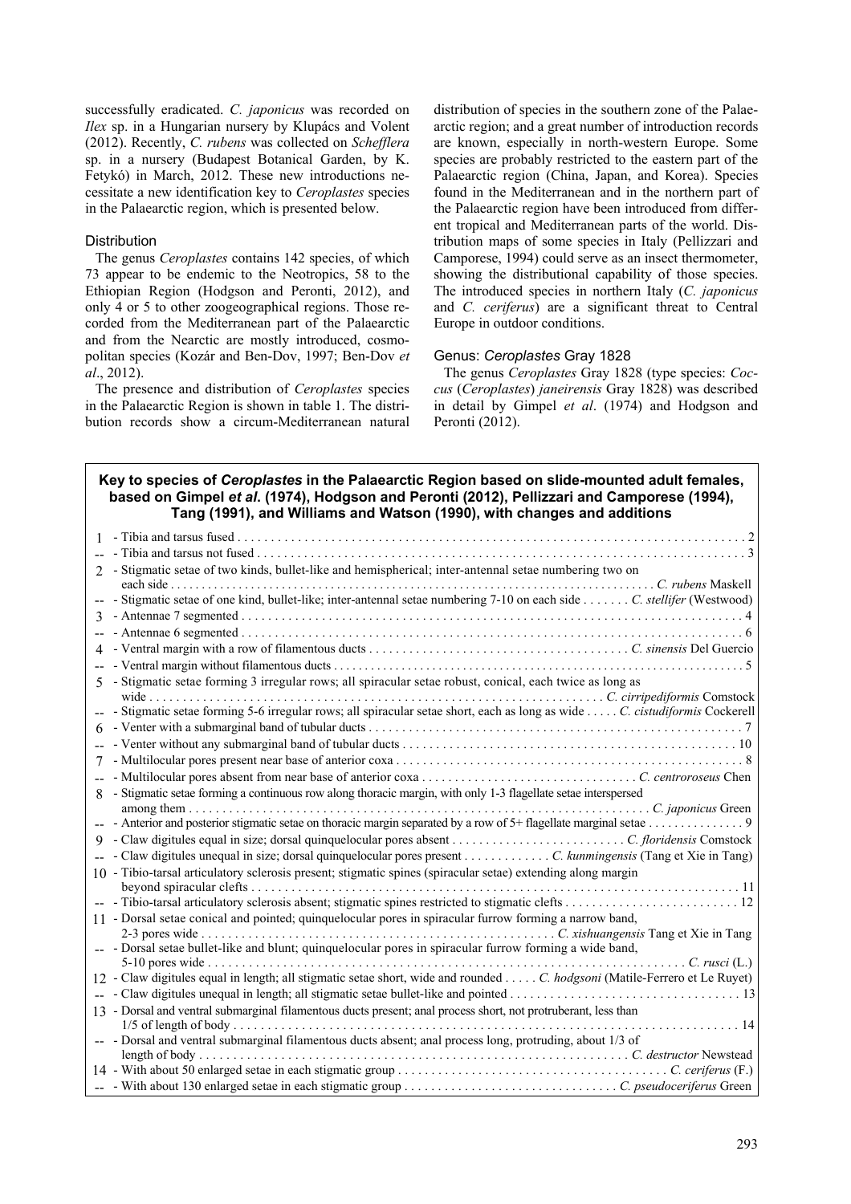successfully eradicated. *C. japonicus* was recorded on *Ilex* sp. in a Hungarian nursery by Klupács and Volent (2012). Recently, *C. rubens* was collected on *Schefflera* sp. in a nursery (Budapest Botanical Garden, by K. Fetykó) in March, 2012. These new introductions necessitate a new identification key to *Ceroplastes* species in the Palaearctic region, which is presented below.

### Distribution

The genus *Ceroplastes* contains 142 species, of which 73 appear to be endemic to the Neotropics, 58 to the Ethiopian Region (Hodgson and Peronti, 2012), and only 4 or 5 to other zoogeographical regions. Those recorded from the Mediterranean part of the Palaearctic and from the Nearctic are mostly introduced, cosmopolitan species (Kozár and Ben-Dov, 1997; Ben-Dov *et al*., 2012).

The presence and distribution of *Ceroplastes* species in the Palaearctic Region is shown in table 1. The distribution records show a circum-Mediterranean natural distribution of species in the southern zone of the Palaearctic region; and a great number of introduction records are known, especially in north-western Europe. Some species are probably restricted to the eastern part of the Palaearctic region (China, Japan, and Korea). Species found in the Mediterranean and in the northern part of the Palaearctic region have been introduced from different tropical and Mediterranean parts of the world. Distribution maps of some species in Italy (Pellizzari and Camporese, 1994) could serve as an insect thermometer, showing the distributional capability of those species. The introduced species in northern Italy (*C. japonicus* and *C. ceriferus*) are a significant threat to Central Europe in outdoor conditions.

### Genus: *Ceroplastes* Gray 1828

The genus *Ceroplastes* Gray 1828 (type species: *Coccus* (*Ceroplastes*) *janeirensis* Gray 1828) was described in detail by Gimpel *et al*. (1974) and Hodgson and Peronti (2012).

**Key to species of *Ceroplastes* in the Palaearctic Region based on slide-mounted adult females, based on Gimpel *et al*. (1974), Hodgson and Peronti (2012), Pellizzari and Camporese (1994), Tang (1991), and Williams and Watson (1990), with changes and additions**

1 - Tibia and tarsus fused ........ 2
-- - Tibia and tarsus not fused ........ 3
2 - Stigmatic setae of two kinds, bullet-like and hemispherical; inter-antennal setae numbering two on each side ........ *C. rubens* Maskell
-- - Stigmatic setae of one kind, bullet-like; inter-antennal setae numbering 7-10 on each side ........ *C. stellifer* (Westwood)
3 - Antennae 7 segmented ........ 4
-- - Antennae 6 segmented ........ 6
4 - Ventral margin with a row of filamentous ducts ........ *C. sinensis* Del Guercio
-- - Ventral margin without filamentous ducts ........ 5
5 - Stigmatic setae forming 3 irregular rows; all spiracular setae robust, conical, each twice as long as wide ........ *C. cirripediformis* Comstock
-- - Stigmatic setae forming 5-6 irregular rows; all spiracular setae short, each as long as wide ........ *C. cistudiformis* Cockerell
6 - Venter with a submarginal band of tubular ducts ........ 7
-- - Venter without any submarginal band of tubular ducts ........ 10
7 - Multilocular pores present near base of anterior coxa ........ 8
-- - Multilocular pores absent from near base of anterior coxa ........ *C. centroroseus* Chen
8 - Stigmatic setae forming a continuous row along thoracic margin, with only 1-3 flagellate setae interspersed among them ........ *C. japonicus* Green
-- - Anterior and posterior stigmatic setae on thoracic margin separated by a row of 5+ flagellate marginal setae ........ 9
9 - Claw digitules equal in size; dorsal quinquelocular pores absent ........ *C. floridensis* Comstock
-- - Claw digitules unequal in size; dorsal quinquelocular pores present ........ *C. kunmingensis* (Tang et Xie in Tang)
10 - Tibio-tarsal articulatory sclerosis present; stigmatic spines (spiracular setae) extending along margin beyond spiracular clefts ........ 11
-- - Tibio-tarsal articulatory sclerosis absent; stigmatic spines restricted to stigmatic clefts ........ 12
11 - Dorsal setae conical and pointed; quinquelocular pores in spiracular furrow forming a narrow band, 2-3 pores wide ........ *C. xishuangensis* Tang et Xie in Tang
-- - Dorsal setae bullet-like and blunt; quinquelocular pores in spiracular furrow forming a wide band, 5-10 pores wide ........ *C. rusci* (L.)
12 - Claw digitules equal in length; all stigmatic setae short, wide and rounded ........ *C. hodgsoni* (Matile-Ferrero et Le Ruyet)
-- - Claw digitules unequal in length; all stigmatic setae bullet-like and pointed ........ 13
13 - Dorsal and ventral submarginal filamentous ducts present; anal process short, not protruberant, less than 1/5 of length of body ........ 14
-- - Dorsal and ventral submarginal filamentous ducts absent; anal process long, protruding, about 1/3 of length of body ........ *C. destructor* Newstead
14 - With about 50 enlarged setae in each stigmatic group ........ *C. ceriferus* (F.)
-- - With about 130 enlarged setae in each stigmatic group ........ *C. pseudoceriferus* Green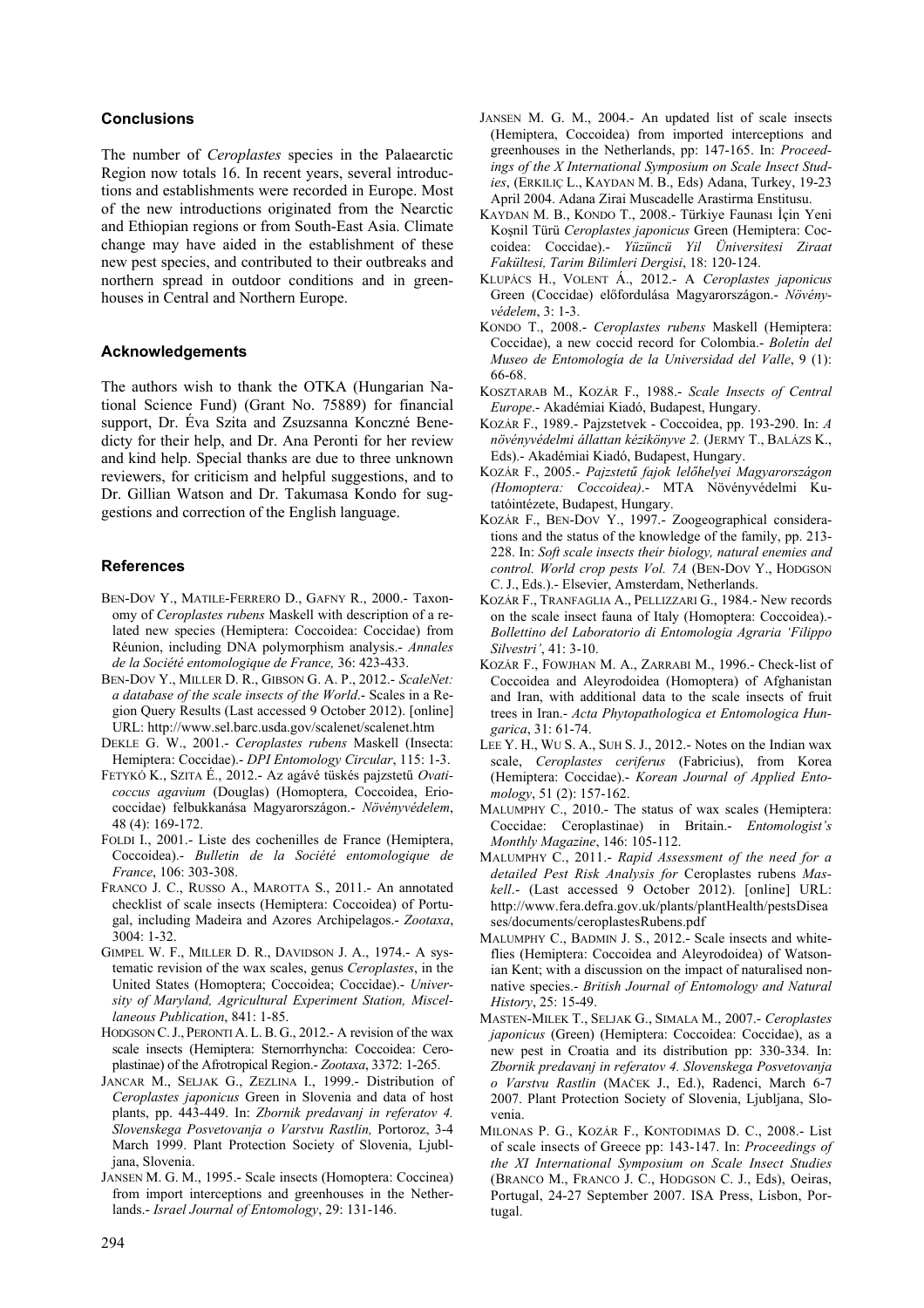## Conclusions

The number of *Ceroplastes* species in the Palaearctic Region now totals 16. In recent years, several introductions and establishments were recorded in Europe. Most of the new introductions originated from the Nearctic and Ethiopian regions or from South-East Asia. Climate change may have aided in the establishment of these new pest species, and contributed to their outbreaks and northern spread in outdoor conditions and in greenhouses in Central and Northern Europe.

## Acknowledgements

The authors wish to thank the OTKA (Hungarian National Science Fund) (Grant No. 75889) for financial support, Dr. Éva Szita and Zsuzsanna Konczné Benedicty for their help, and Dr. Ana Peronti for her review and kind help. Special thanks are due to three unknown reviewers, for criticism and helpful suggestions, and to Dr. Gillian Watson and Dr. Takumasa Kondo for suggestions and correction of the English language.

## References

BEN-DOV Y., MATILE-FERRERO D., GAFNY R., 2000.- Taxonomy of *Ceroplastes rubens* Maskell with description of a related new species (Hemiptera: Coccoidea: Coccidae) from Réunion, including DNA polymorphism analysis.- *Annales de la Société entomologique de France,* 36: 423-433.

BEN-DOV Y., MILLER D. R., GIBSON G. A. P., 2012.- *ScaleNet: a database of the scale insects of the World*.- Scales in a Region Query Results (Last accessed 9 October 2012). [online] URL: http://www.sel.barc.usda.gov/scalenet/scalenet.htm

DEKLE G. W., 2001.- *Ceroplastes rubens* Maskell (Insecta: Hemiptera: Coccidae).- *DPI Entomology Circular*, 115: 1-3.

FETYKÓ K., SZITA É., 2012.- Az agávé tüskés pajzstetű *Ovaticoccus agavium* (Douglas) (Homoptera, Coccoidea, Eriococcidae) felbukkanása Magyarországon.- *Növényvédelem*, 48 (4): 169-172.

FOLDI I., 2001.- Liste des cochenilles de France (Hemiptera, Coccoidea).- *Bulletin de la Société entomologique de France*, 106: 303-308.

FRANCO J. C., RUSSO A., MAROTTA S., 2011.- An annotated checklist of scale insects (Hemiptera: Coccoidea) of Portugal, including Madeira and Azores Archipelagos.- *Zootaxa*, 3004: 1-32.

GIMPEL W. F., MILLER D. R., DAVIDSON J. A., 1974.- A systematic revision of the wax scales, genus *Ceroplastes*, in the United States (Homoptera; Coccoidea; Coccidae).- *University of Maryland, Agricultural Experiment Station, Miscellaneous Publication*, 841: 1-85.

HODGSON C. J., PERONTI A. L. B. G., 2012.- A revision of the wax scale insects (Hemiptera: Sternorrhyncha: Coccoidea: Ceroplastinae) of the Afrotropical Region.- *Zootaxa*, 3372: 1-265.

JANCAR M., SELJAK G., ZEZLINA I., 1999.- Distribution of *Ceroplastes japonicus* Green in Slovenia and data of host plants, pp. 443-449. In: *Zbornik predavanj in referatov 4. Slovenskega Posvetovanja o Varstvu Rastlin,* Portoroz, 3-4 March 1999. Plant Protection Society of Slovenia, Ljubljana, Slovenia.

JANSEN M. G. M., 1995.- Scale insects (Homoptera: Coccinea) from import interceptions and greenhouses in the Netherlands.- *Israel Journal of Entomology*, 29: 131-146.

JANSEN M. G. M., 2004.- An updated list of scale insects (Hemiptera, Coccoidea) from imported interceptions and greenhouses in the Netherlands, pp: 147-165. In: *Proceedings of the X International Symposium on Scale Insect Studies*, (ERKILIÇ L., KAYDAN M. B., Eds) Adana, Turkey, 19-23 April 2004. Adana Zirai Muscadelle Arastirma Enstitusu.

KAYDAN M. B., KONDO T., 2008.- Türkiye Faunası İçin Yeni Koşnil Türü *Ceroplastes japonicus* Green (Hemiptera: Coccoidea: Coccidae).- *Yüzüncü Yil Üniversitesi Ziraat Fakültesi, Tarim Bilimleri Dergisi*, 18: 120-124.

KLUPÁCS H., VOLENT Á., 2012.- A *Ceroplastes japonicus* Green (Coccidae) előfordulása Magyarországon.- *Növényvédelem*, 3: 1-3.

KONDO T., 2008.- *Ceroplastes rubens* Maskell (Hemiptera: Coccidae), a new coccid record for Colombia.- *Boletín del Museo de Entomología de la Universidad del Valle*, 9 (1): 66-68.

KOSZTARAB M., KOZÁR F., 1988.- *Scale Insects of Central Europe*.- Akadémiai Kiadó, Budapest, Hungary.

KOZÁR F., 1989.- Pajzstetvek - Coccoidea, pp. 193-290. In: *A növényvédelmi állattan kézikönyve 2.* (JERMY T., BALÁZS K., Eds).- Akadémiai Kiadó, Budapest, Hungary.

KOZÁR F., 2005.- *Pajzstetű fajok lelőhelyei Magyarországon (Homoptera: Coccoidea)*.- MTA Növényvédelmi Kutatóintézete, Budapest, Hungary.

KOZÁR F., BEN-DOV Y., 1997.- Zoogeographical considerations and the status of the knowledge of the family, pp. 213-228. In: *Soft scale insects their biology, natural enemies and control. World crop pests Vol. 7A* (BEN-DOV Y., HODGSON C. J., Eds.).- Elsevier, Amsterdam, Netherlands.

KOZÁR F., TRANFAGLIA A., PELLIZZARI G., 1984.- New records on the scale insect fauna of Italy (Homoptera: Coccoidea).- *Bollettino del Laboratorio di Entomologia Agraria 'Filippo Silvestri'*, 41: 3-10.

KOZÁR F., FOWJHAN M. A., ZARRABI M., 1996.- Check-list of Coccoidea and Aleyrodoidea (Homoptera) of Afghanistan and Iran, with additional data to the scale insects of fruit trees in Iran.- *Acta Phytopathologica et Entomologica Hungarica*, 31: 61-74.

LEE Y. H., WU S. A., SUH S. J., 2012.- Notes on the Indian wax scale, *Ceroplastes ceriferus* (Fabricius), from Korea (Hemiptera: Coccidae).- *Korean Journal of Applied Entomology*, 51 (2): 157-162.

MALUMPHY C., 2010.- The status of wax scales (Hemiptera: Coccidae: Ceroplastinae) in Britain.- *Entomologist's Monthly Magazine*, 146: 105-112.

MALUMPHY C., 2011.- *Rapid Assessment of the need for a detailed Pest Risk Analysis for* Ceroplastes rubens *Maskell*.- (Last accessed 9 October 2012). [online] URL: http://www.fera.defra.gov.uk/plants/plantHealth/pestsDiseases/documents/ceroplastesRubens.pdf

MALUMPHY C., BADMIN J. S., 2012.- Scale insects and whiteflies (Hemiptera: Coccoidea and Aleyrodoidea) of Watsonian Kent; with a discussion on the impact of naturalised non-native species.- *British Journal of Entomology and Natural History*, 25: 15-49.

MASTEN-MILEK T., SELJAK G., SIMALA M., 2007.- *Ceroplastes japonicus* (Green) (Hemiptera: Coccoidea: Coccidae), as a new pest in Croatia and its distribution pp: 330-334. In: *Zbornik predavanj in referatov 4. Slovenskega Posvetovanja o Varstvu Rastlin* (MAČEK J., Ed.), Radenci, March 6-7 2007. Plant Protection Society of Slovenia, Ljubljana, Slovenia.

MILONAS P. G., KOZÁR F., KONTODIMAS D. C., 2008.- List of scale insects of Greece pp: 143-147. In: *Proceedings of the XI International Symposium on Scale Insect Studies* (BRANCO M., FRANCO J. C., HODGSON C. J., Eds), Oeiras, Portugal, 24-27 September 2007. ISA Press, Lisbon, Portugal.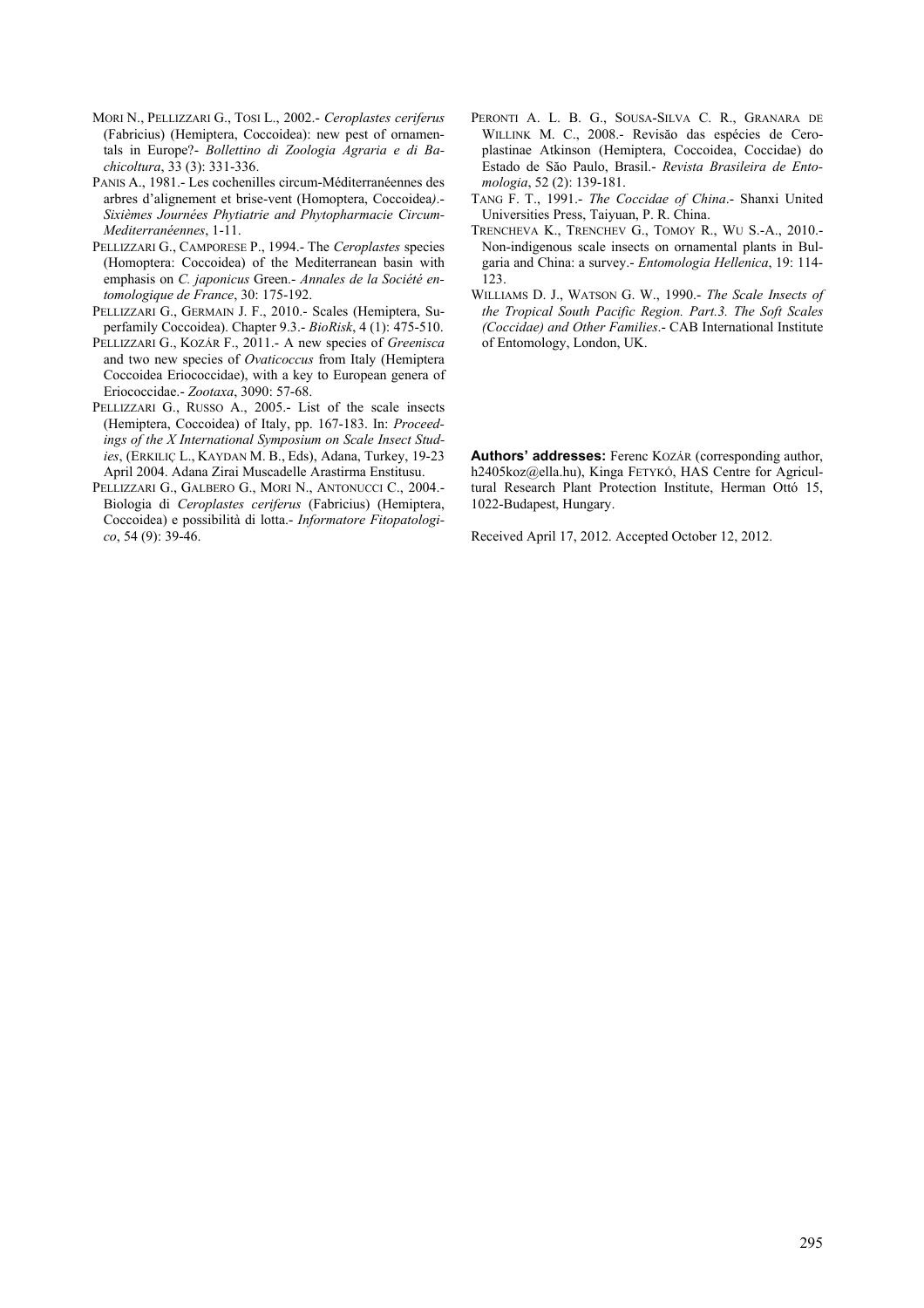MORI N., PELLIZZARI G., TOSI L., 2002.- *Ceroplastes ceriferus* (Fabricius) (Hemiptera, Coccoidea): new pest of ornamentals in Europe?- *Bollettino di Zoologia Agraria e di Bachicoltura*, 33 (3): 331-336.

PANIS A., 1981.- Les cochenilles circum-Méditerranéennes des arbres d'alignement et brise-vent (Homoptera, Coccoidea).- *Sixièmes Journées Phytiatrie and Phytopharmacie Circum-Mediterranéennes*, 1-11.

PELLIZZARI G., CAMPORESE P., 1994.- The *Ceroplastes* species (Homoptera: Coccoidea) of the Mediterranean basin with emphasis on *C. japonicus* Green.- *Annales de la Société entomologique de France*, 30: 175-192.

PELLIZZARI G., GERMAIN J. F., 2010.- Scales (Hemiptera, Superfamily Coccoidea). Chapter 9.3.- *BioRisk*, 4 (1): 475-510.

PELLIZZARI G., KOZÁR F., 2011.- A new species of *Greenisca* and two new species of *Ovaticoccus* from Italy (Hemiptera Coccoidea Eriococcidae), with a key to European genera of Eriococcidae.- *Zootaxa*, 3090: 57-68.

PELLIZZARI G., RUSSO A., 2005.- List of the scale insects (Hemiptera, Coccoidea) of Italy, pp. 167-183. In: *Proceedings of the X International Symposium on Scale Insect Studies*, (ERKILIÇ L., KAYDAN M. B., Eds), Adana, Turkey, 19-23 April 2004. Adana Zirai Muscadelle Arastirma Enstitusu.

PELLIZZARI G., GALBERO G., MORI N., ANTONUCCI C., 2004.- Biologia di *Ceroplastes ceriferus* (Fabricius) (Hemiptera, Coccoidea) e possibilità di lotta.- *Informatore Fitopatologico*, 54 (9): 39-46.

PERONTI A. L. B. G., SOUSA-SILVA C. R., GRANARA DE WILLINK M. C., 2008.- Revisão das espécies de Ceroplastinae Atkinson (Hemiptera, Coccoidea, Coccidae) do Estado de São Paulo, Brasil.- *Revista Brasileira de Entomologia*, 52 (2): 139-181.

TANG F. T., 1991.- *The Coccidae of China*.- Shanxi United Universities Press, Taiyuan, P. R. China.

TRENCHEVA K., TRENCHEV G., TOMOY R., WU S.-A., 2010.- Non-indigenous scale insects on ornamental plants in Bulgaria and China: a survey.- *Entomologia Hellenica*, 19: 114-123.

WILLIAMS D. J., WATSON G. W., 1990.- *The Scale Insects of the Tropical South Pacific Region. Part.3. The Soft Scales (Coccidae) and Other Families*.- CAB International Institute of Entomology, London, UK.

**Authors' addresses:** Ferenc KOZÁR (corresponding author, h2405koz@ella.hu), Kinga FETYKÓ, HAS Centre for Agricultural Research Plant Protection Institute, Herman Ottó 15, 1022-Budapest, Hungary.

Received April 17, 2012. Accepted October 12, 2012.